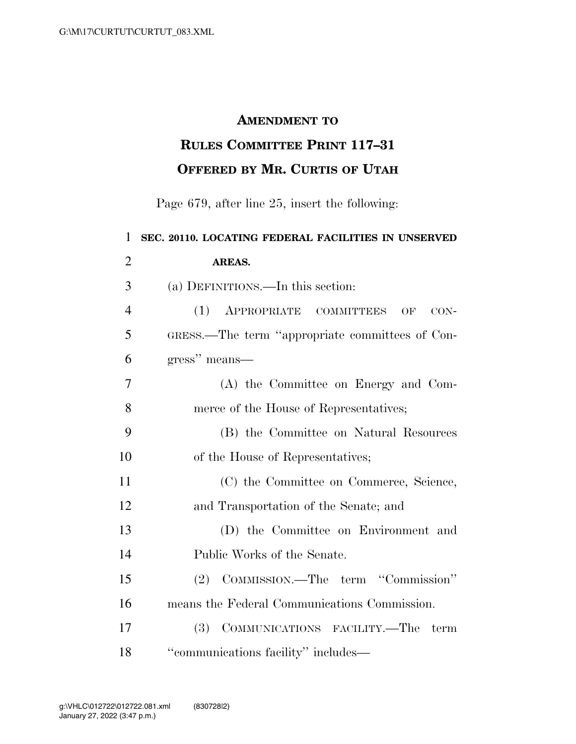# AMENDMENT TO RULES COMMITTEE PRINT 117–31

## OFFERED BY MR. CURTIS OF UTAH

Page 679, after line 25, insert the following:

**SEC. 20110. LOCATING FEDERAL FACILITIES IN UNSERVED AREAS.**

(a) DEFINITIONS.—In this section:

(1) APPROPRIATE COMMITTEES OF CONGRESS.—The term "appropriate committees of Congress" means—

(A) the Committee on Energy and Commerce of the House of Representatives;

(B) the Committee on Natural Resources of the House of Representatives;

(C) the Committee on Commerce, Science, and Transportation of the Senate; and

(D) the Committee on Environment and Public Works of the Senate.

(2) COMMISSION.—The term "Commission" means the Federal Communications Commission.

(3) COMMUNICATIONS FACILITY.—The term "communications facility" includes—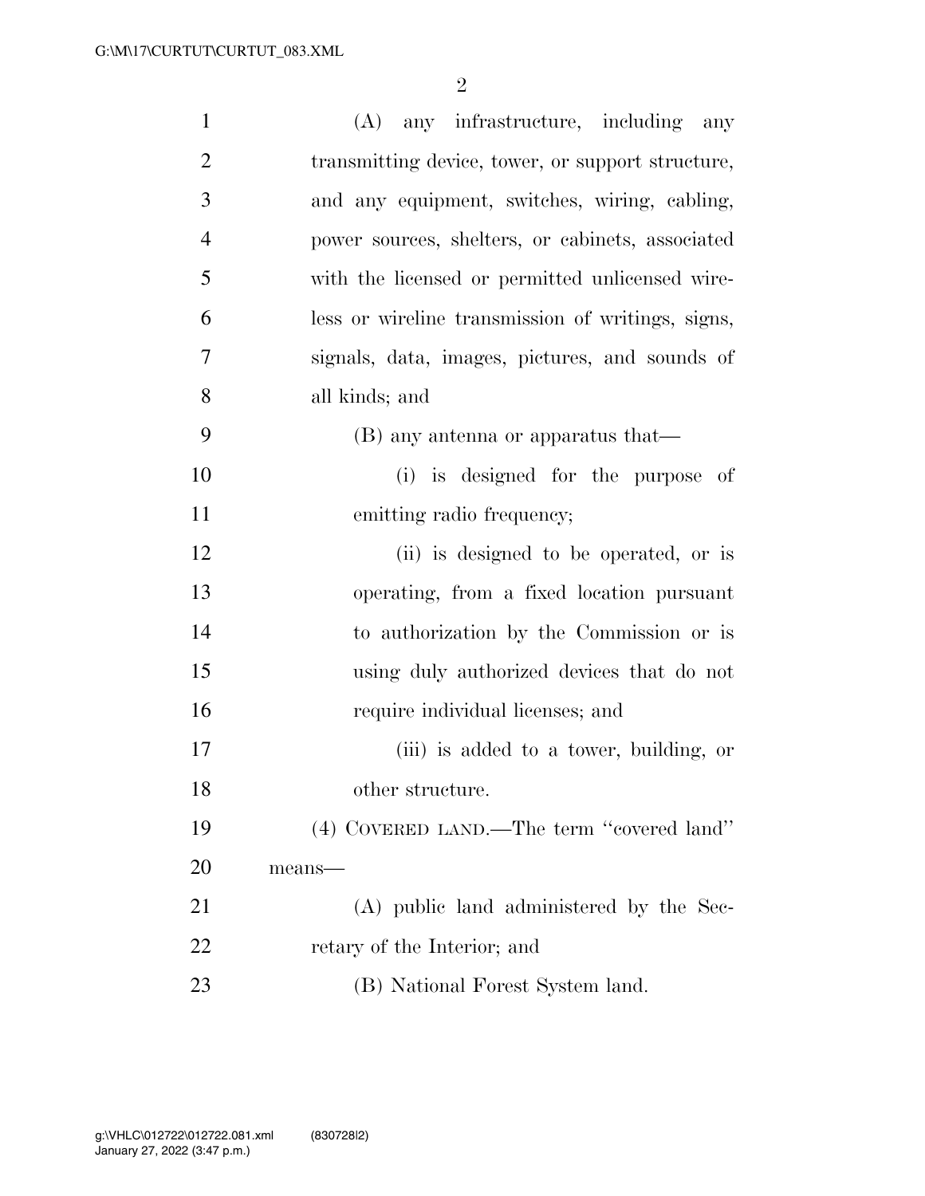(A) any infrastructure, including any transmitting device, tower, or support structure, and any equipment, switches, wiring, cabling, power sources, shelters, or cabinets, associated with the licensed or permitted unlicensed wireless or wireline transmission of writings, signs, signals, data, images, pictures, and sounds of all kinds; and

(B) any antenna or apparatus that—

(i) is designed for the purpose of emitting radio frequency;

(ii) is designed to be operated, or is operating, from a fixed location pursuant to authorization by the Commission or is using duly authorized devices that do not require individual licenses; and

(iii) is added to a tower, building, or other structure.

(4) COVERED LAND.—The term "covered land" means—

(A) public land administered by the Secretary of the Interior; and

(B) National Forest System land.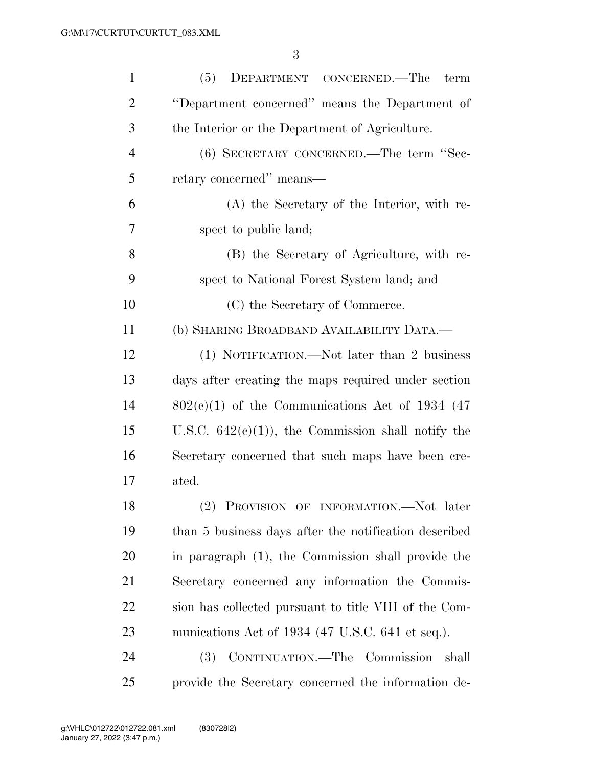(5) DEPARTMENT CONCERNED.—The term "Department concerned" means the Department of the Interior or the Department of Agriculture.

(6) SECRETARY CONCERNED.—The term "Secretary concerned" means—

(A) the Secretary of the Interior, with respect to public land;

(B) the Secretary of Agriculture, with respect to National Forest System land; and

(C) the Secretary of Commerce.

(b) SHARING BROADBAND AVAILABILITY DATA.—

(1) NOTIFICATION.—Not later than 2 business days after creating the maps required under section 802(c)(1) of the Communications Act of 1934 (47 U.S.C. 642(c)(1)), the Commission shall notify the Secretary concerned that such maps have been created.

(2) PROVISION OF INFORMATION.—Not later than 5 business days after the notification described in paragraph (1), the Commission shall provide the Secretary concerned any information the Commission has collected pursuant to title VIII of the Communications Act of 1934 (47 U.S.C. 641 et seq.).

(3) CONTINUATION.—The Commission shall provide the Secretary concerned the information de-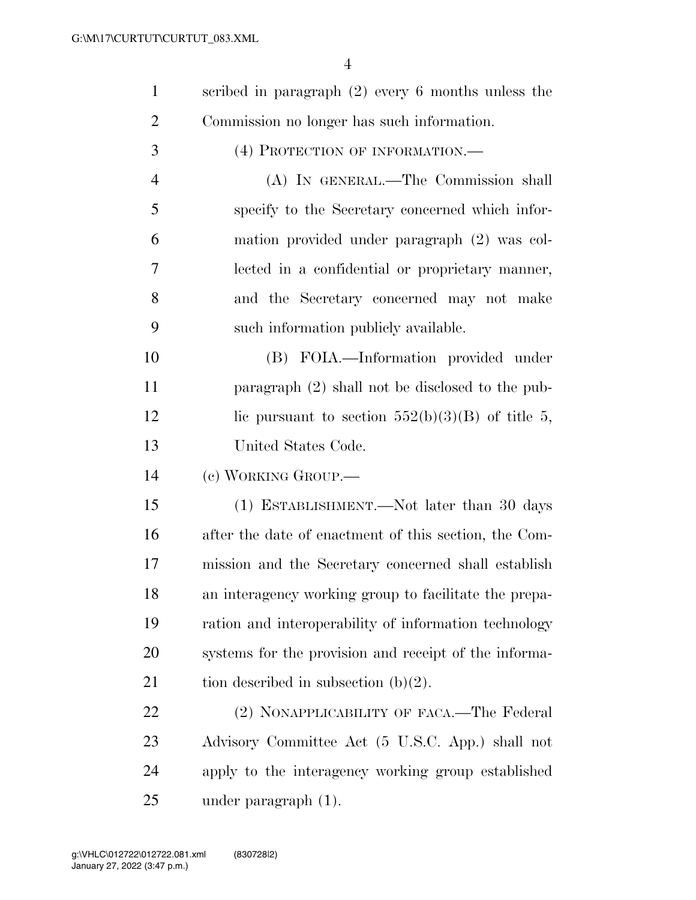scribed in paragraph (2) every 6 months unless the Commission no longer has such information.

(4) PROTECTION OF INFORMATION.—

(A) IN GENERAL.—The Commission shall specify to the Secretary concerned which information provided under paragraph (2) was collected in a confidential or proprietary manner, and the Secretary concerned may not make such information publicly available.

(B) FOIA.—Information provided under paragraph (2) shall not be disclosed to the public pursuant to section 552(b)(3)(B) of title 5, United States Code.

(c) WORKING GROUP.—

(1) ESTABLISHMENT.—Not later than 30 days after the date of enactment of this section, the Commission and the Secretary concerned shall establish an interagency working group to facilitate the preparation and interoperability of information technology systems for the provision and receipt of the information described in subsection (b)(2).

(2) NONAPPLICABILITY OF FACA.—The Federal Advisory Committee Act (5 U.S.C. App.) shall not apply to the interagency working group established under paragraph (1).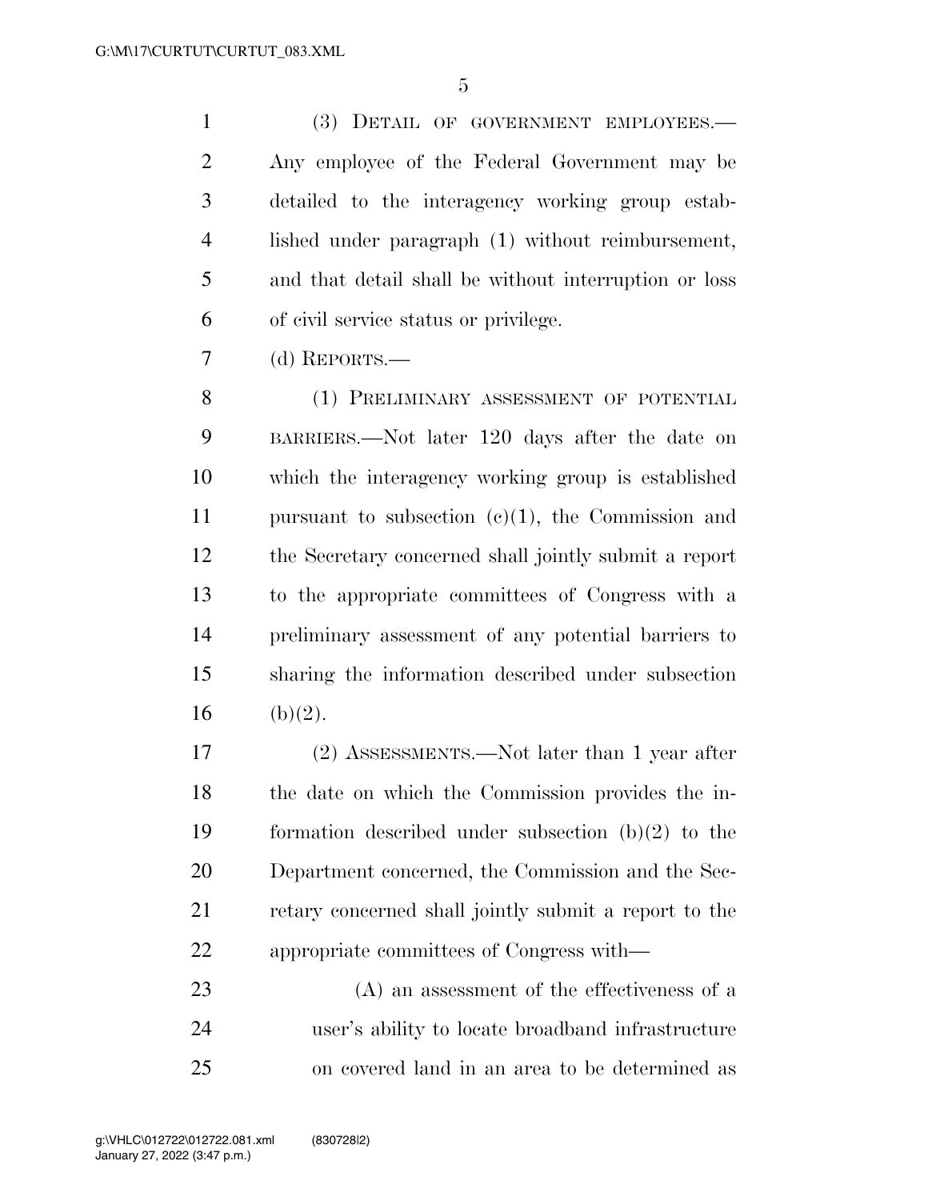(3) DETAIL OF GOVERNMENT EMPLOYEES.—Any employee of the Federal Government may be detailed to the interagency working group established under paragraph (1) without reimbursement, and that detail shall be without interruption or loss of civil service status or privilege.

(d) REPORTS.—

(1) PRELIMINARY ASSESSMENT OF POTENTIAL BARRIERS.—Not later 120 days after the date on which the interagency working group is established pursuant to subsection (c)(1), the Commission and the Secretary concerned shall jointly submit a report to the appropriate committees of Congress with a preliminary assessment of any potential barriers to sharing the information described under subsection (b)(2).

(2) ASSESSMENTS.—Not later than 1 year after the date on which the Commission provides the information described under subsection (b)(2) to the Department concerned, the Commission and the Secretary concerned shall jointly submit a report to the appropriate committees of Congress with—

(A) an assessment of the effectiveness of a user's ability to locate broadband infrastructure on covered land in an area to be determined as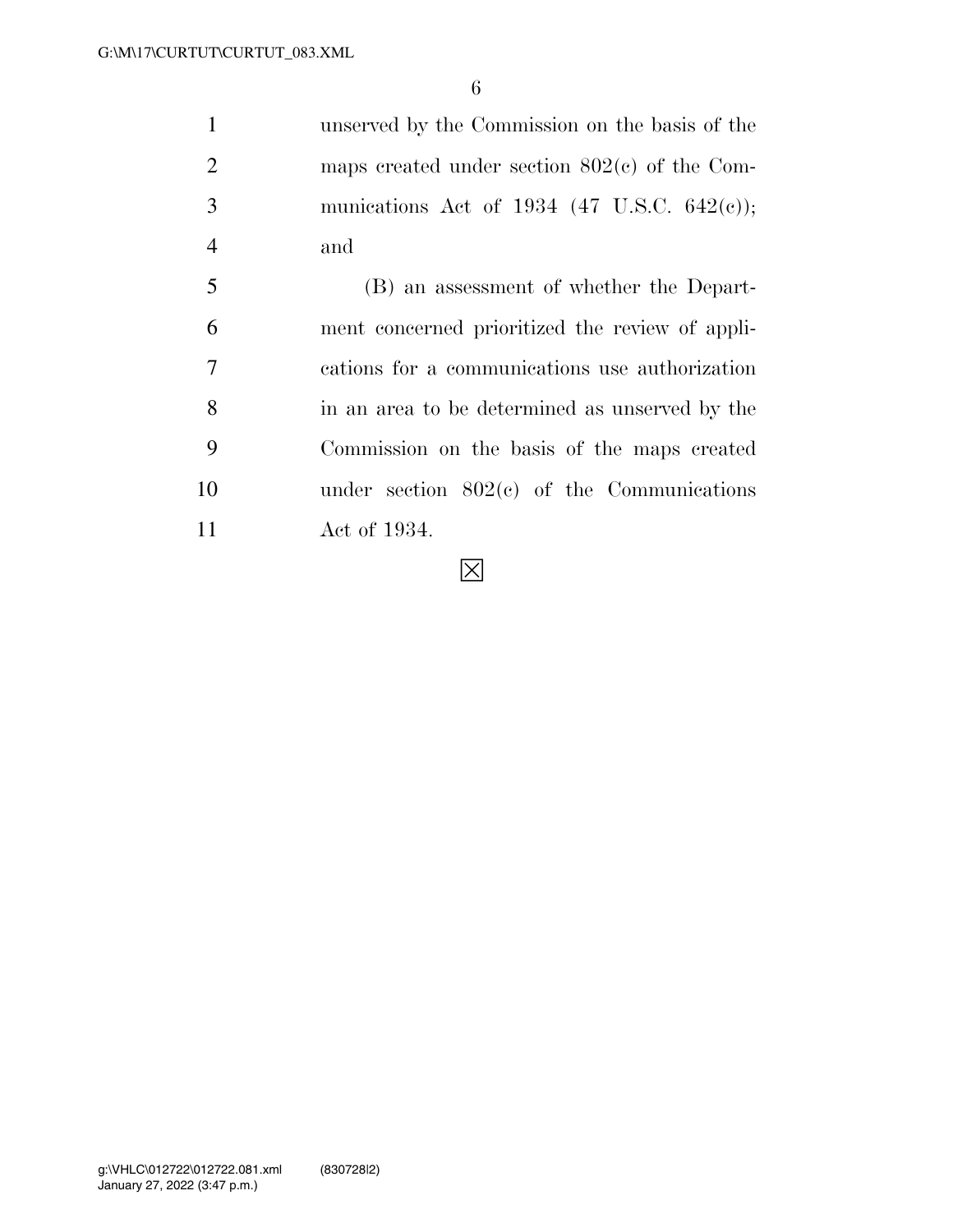unserved by the Commission on the basis of the maps created under section 802(c) of the Communications Act of 1934 (47 U.S.C. 642(c)); and

(B) an assessment of whether the Department concerned prioritized the review of applications for a communications use authorization in an area to be determined as unserved by the Commission on the basis of the maps created under section 802(c) of the Communications Act of 1934.